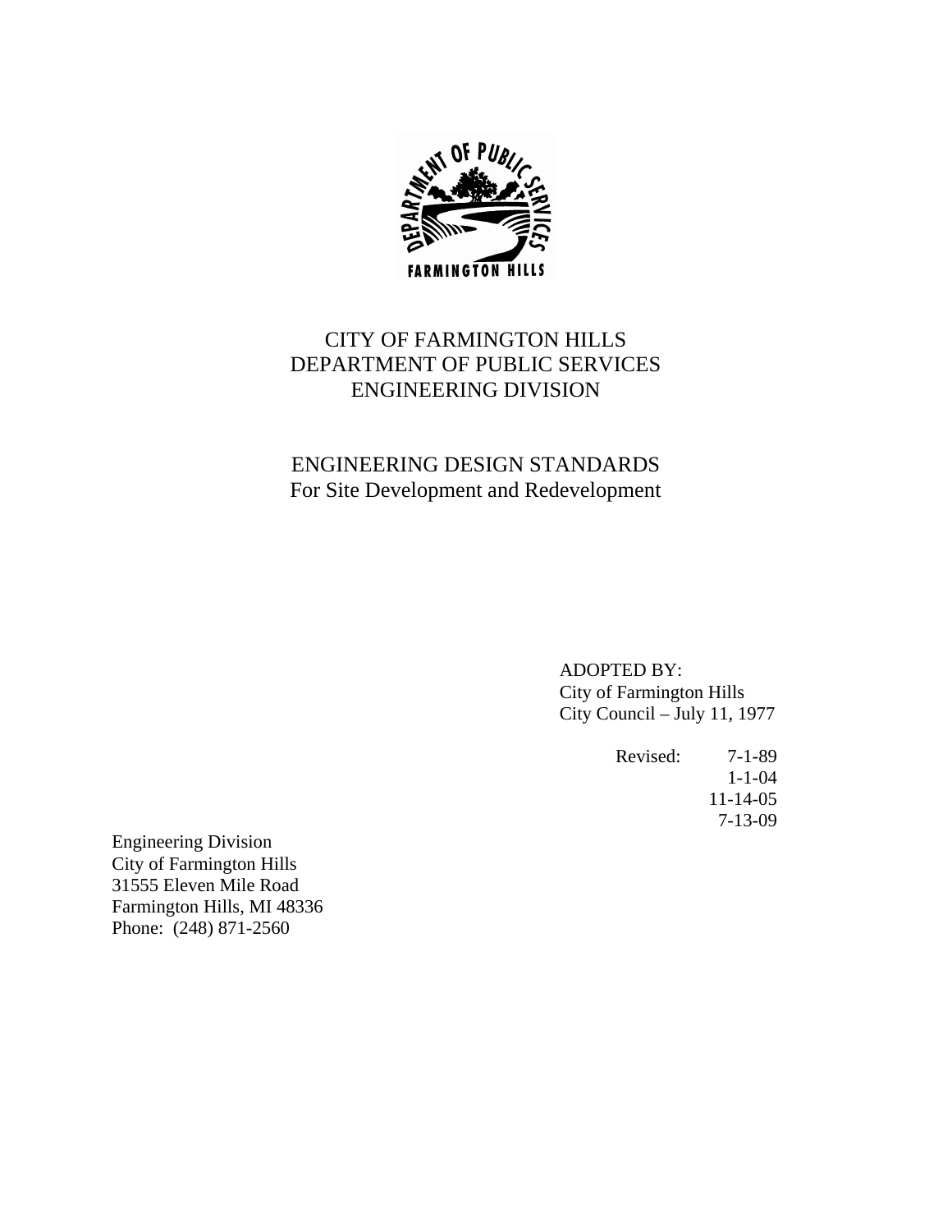DEPARTMENT OF PUBLIC SERVICES
FARMINGTON HILLS

# CITY OF FARMINGTON HILLS
# DEPARTMENT OF PUBLIC SERVICES
# ENGINEERING DIVISION

## ENGINEERING DESIGN STANDARDS
## For Site Development and Redevelopment

ADOPTED BY:
City of Farmington Hills
City Council – July 11, 1977

Revised: 7-1-89
1-1-04
11-14-05
7-13-09

Engineering Division
City of Farmington Hills
31555 Eleven Mile Road
Farmington Hills, MI 48336
Phone: (248) 871-2560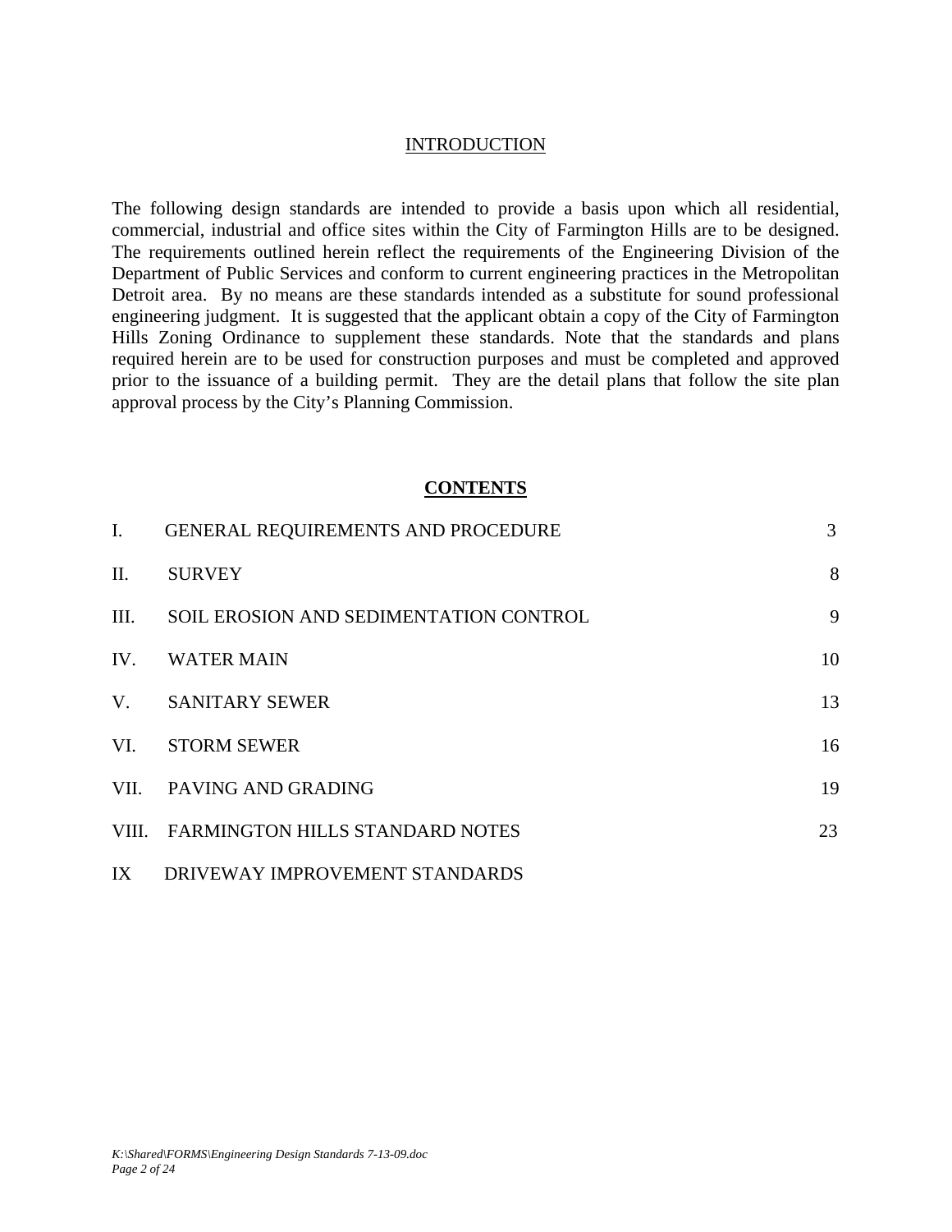## INTRODUCTION

The following design standards are intended to provide a basis upon which all residential, commercial, industrial and office sites within the City of Farmington Hills are to be designed. The requirements outlined herein reflect the requirements of the Engineering Division of the Department of Public Services and conform to current engineering practices in the Metropolitan Detroit area. By no means are these standards intended as a substitute for sound professional engineering judgment. It is suggested that the applicant obtain a copy of the City of Farmington Hills Zoning Ordinance to supplement these standards. Note that the standards and plans required herein are to be used for construction purposes and must be completed and approved prior to the issuance of a building permit. They are the detail plans that follow the site plan approval process by the City's Planning Commission.

## CONTENTS

| | | |
|---|---|---|
| I. | GENERAL REQUIREMENTS AND PROCEDURE | 3 |
| II. | SURVEY | 8 |
| III. | SOIL EROSION AND SEDIMENTATION CONTROL | 9 |
| IV. | WATER MAIN | 10 |
| V. | SANITARY SEWER | 13 |
| VI. | STORM SEWER | 16 |
| VII. | PAVING AND GRADING | 19 |
| VIII. | FARMINGTON HILLS STANDARD NOTES | 23 |
| IX | DRIVEWAY IMPROVEMENT STANDARDS | |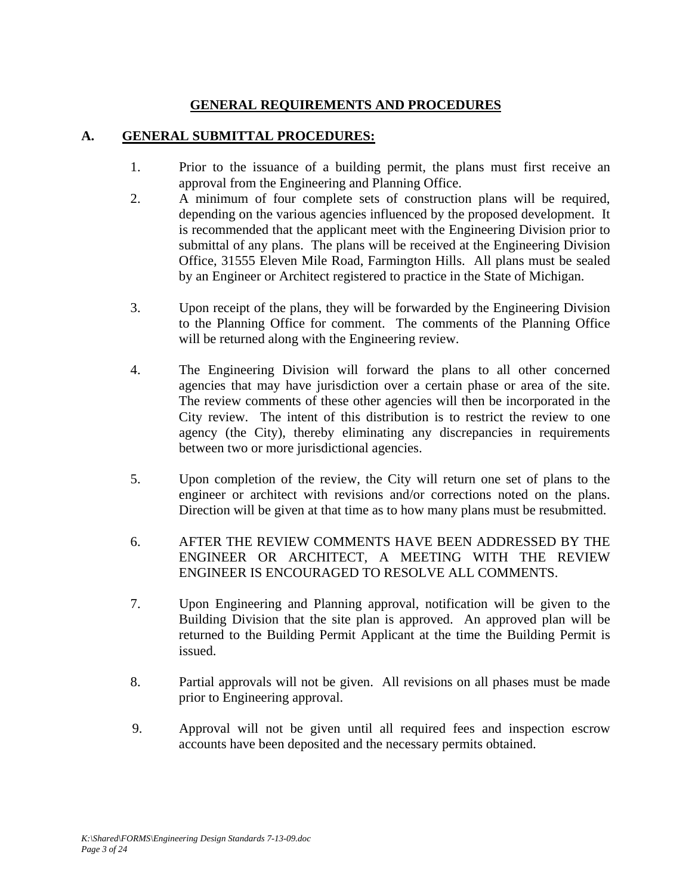# GENERAL REQUIREMENTS AND PROCEDURES

## A. GENERAL SUBMITTAL PROCEDURES:

1. Prior to the issuance of a building permit, the plans must first receive an approval from the Engineering and Planning Office.
2. A minimum of four complete sets of construction plans will be required, depending on the various agencies influenced by the proposed development. It is recommended that the applicant meet with the Engineering Division prior to submittal of any plans. The plans will be received at the Engineering Division Office, 31555 Eleven Mile Road, Farmington Hills. All plans must be sealed by an Engineer or Architect registered to practice in the State of Michigan.
3. Upon receipt of the plans, they will be forwarded by the Engineering Division to the Planning Office for comment. The comments of the Planning Office will be returned along with the Engineering review.
4. The Engineering Division will forward the plans to all other concerned agencies that may have jurisdiction over a certain phase or area of the site. The review comments of these other agencies will then be incorporated in the City review. The intent of this distribution is to restrict the review to one agency (the City), thereby eliminating any discrepancies in requirements between two or more jurisdictional agencies.
5. Upon completion of the review, the City will return one set of plans to the engineer or architect with revisions and/or corrections noted on the plans. Direction will be given at that time as to how many plans must be resubmitted.
6. AFTER THE REVIEW COMMENTS HAVE BEEN ADDRESSED BY THE ENGINEER OR ARCHITECT, A MEETING WITH THE REVIEW ENGINEER IS ENCOURAGED TO RESOLVE ALL COMMENTS.
7. Upon Engineering and Planning approval, notification will be given to the Building Division that the site plan is approved. An approved plan will be returned to the Building Permit Applicant at the time the Building Permit is issued.
8. Partial approvals will not be given. All revisions on all phases must be made prior to Engineering approval.
9. Approval will not be given until all required fees and inspection escrow accounts have been deposited and the necessary permits obtained.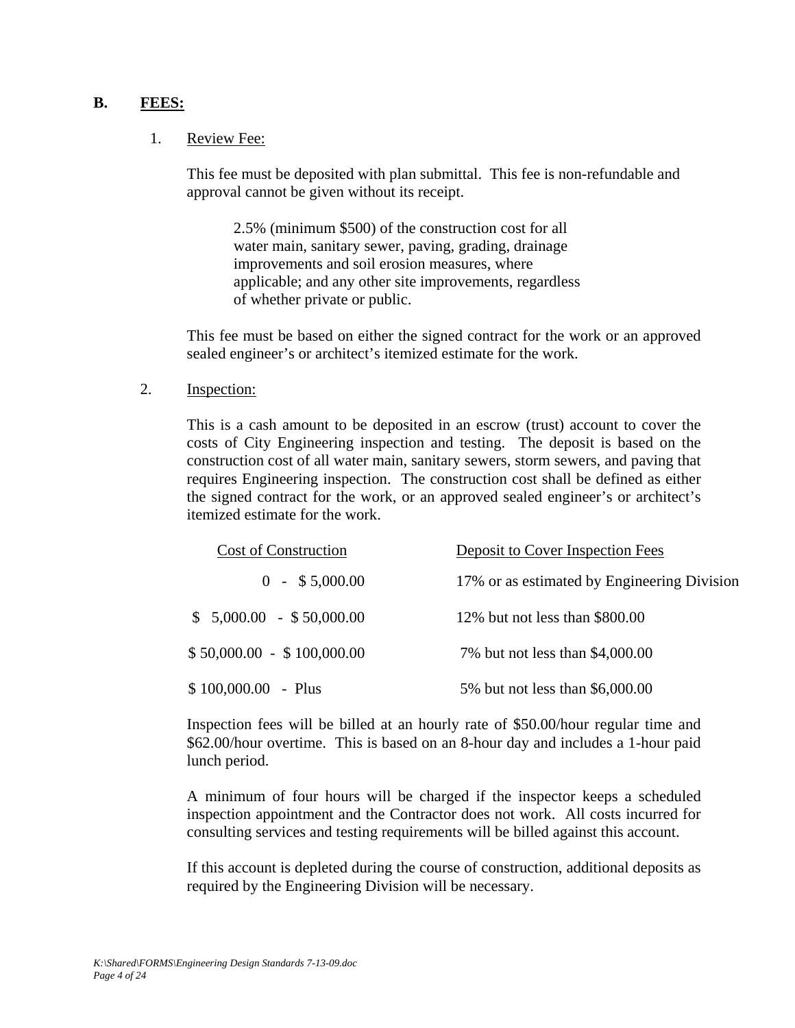## B. FEES:

1. Review Fee:

   This fee must be deposited with plan submittal. This fee is non-refundable and approval cannot be given without its receipt.

   > 2.5% (minimum $500) of the construction cost for all water main, sanitary sewer, paving, grading, drainage improvements and soil erosion measures, where applicable; and any other site improvements, regardless of whether private or public.

   This fee must be based on either the signed contract for the work or an approved sealed engineer's or architect's itemized estimate for the work.

2. Inspection:

   This is a cash amount to be deposited in an escrow (trust) account to cover the costs of City Engineering inspection and testing. The deposit is based on the construction cost of all water main, sanitary sewers, storm sewers, and paving that requires Engineering inspection. The construction cost shall be defined as either the signed contract for the work, or an approved sealed engineer's or architect's itemized estimate for the work.

| Cost of Construction | Deposit to Cover Inspection Fees |
| --- | --- |
| 0 - $ 5,000.00 | 17% or as estimated by Engineering Division |
| $ 5,000.00 - $ 50,000.00 | 12% but not less than $800.00 |
| $ 50,000.00 - $ 100,000.00 | 7% but not less than $4,000.00 |
| $ 100,000.00 - Plus | 5% but not less than $6,000.00 |

   Inspection fees will be billed at an hourly rate of $50.00/hour regular time and $62.00/hour overtime. This is based on an 8-hour day and includes a 1-hour paid lunch period.

   A minimum of four hours will be charged if the inspector keeps a scheduled inspection appointment and the Contractor does not work. All costs incurred for consulting services and testing requirements will be billed against this account.

   If this account is depleted during the course of construction, additional deposits as required by the Engineering Division will be necessary.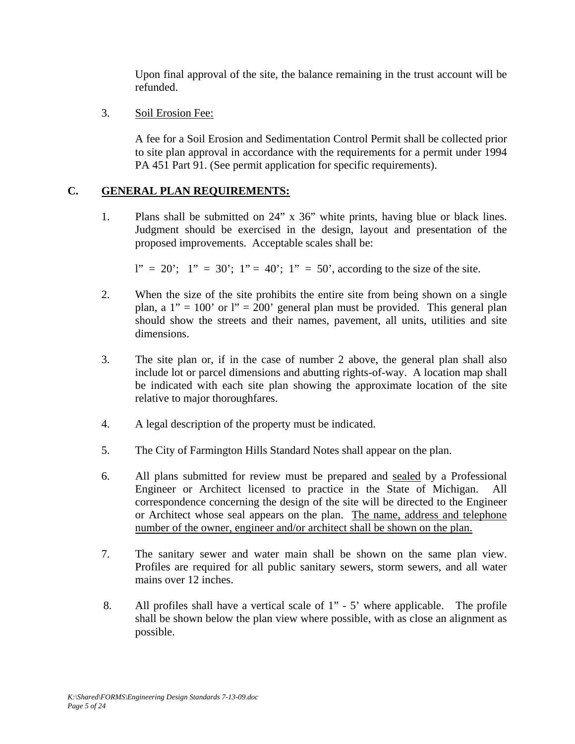Upon final approval of the site, the balance remaining in the trust account will be refunded.

3. Soil Erosion Fee:

   A fee for a Soil Erosion and Sedimentation Control Permit shall be collected prior to site plan approval in accordance with the requirements for a permit under 1994 PA 451 Part 91. (See permit application for specific requirements).

## C. GENERAL PLAN REQUIREMENTS:

1. Plans shall be submitted on 24" x 36" white prints, having blue or black lines. Judgment should be exercised in the design, layout and presentation of the proposed improvements. Acceptable scales shall be:

   l" = 20'; 1" = 30'; 1" = 40'; 1" = 50', according to the size of the site.

2. When the size of the site prohibits the entire site from being shown on a single plan, a 1" = 100' or l" = 200' general plan must be provided. This general plan should show the streets and their names, pavement, all units, utilities and site dimensions.

3. The site plan or, if in the case of number 2 above, the general plan shall also include lot or parcel dimensions and abutting rights-of-way. A location map shall be indicated with each site plan showing the approximate location of the site relative to major thoroughfares.

4. A legal description of the property must be indicated.

5. The City of Farmington Hills Standard Notes shall appear on the plan.

6. All plans submitted for review must be prepared and sealed by a Professional Engineer or Architect licensed to practice in the State of Michigan. All correspondence concerning the design of the site will be directed to the Engineer or Architect whose seal appears on the plan. The name, address and telephone number of the owner, engineer and/or architect shall be shown on the plan.

7. The sanitary sewer and water main shall be shown on the same plan view. Profiles are required for all public sanitary sewers, storm sewers, and all water mains over 12 inches.

8. All profiles shall have a vertical scale of 1" - 5' where applicable. The profile shall be shown below the plan view where possible, with as close an alignment as possible.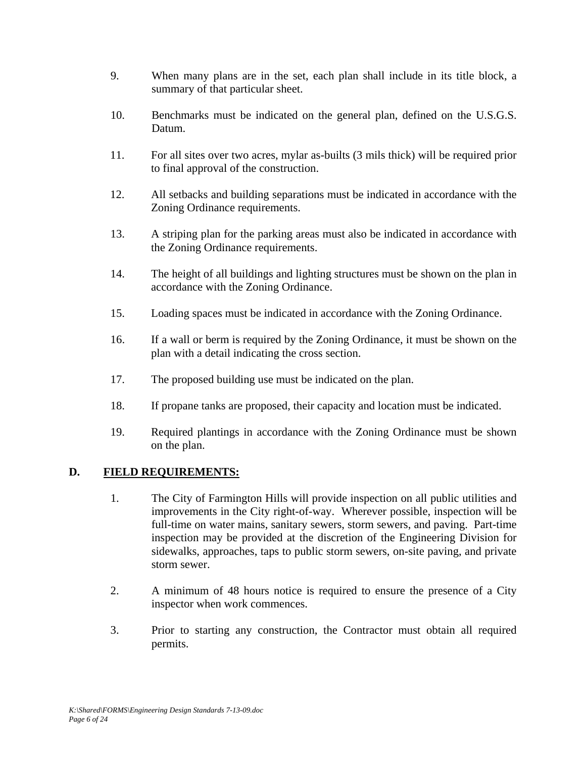9. When many plans are in the set, each plan shall include in its title block, a summary of that particular sheet.

10. Benchmarks must be indicated on the general plan, defined on the U.S.G.S. Datum.

11. For all sites over two acres, mylar as-builts (3 mils thick) will be required prior to final approval of the construction.

12. All setbacks and building separations must be indicated in accordance with the Zoning Ordinance requirements.

13. A striping plan for the parking areas must also be indicated in accordance with the Zoning Ordinance requirements.

14. The height of all buildings and lighting structures must be shown on the plan in accordance with the Zoning Ordinance.

15. Loading spaces must be indicated in accordance with the Zoning Ordinance.

16. If a wall or berm is required by the Zoning Ordinance, it must be shown on the plan with a detail indicating the cross section.

17. The proposed building use must be indicated on the plan.

18. If propane tanks are proposed, their capacity and location must be indicated.

19. Required plantings in accordance with the Zoning Ordinance must be shown on the plan.

## D. FIELD REQUIREMENTS:

1. The City of Farmington Hills will provide inspection on all public utilities and improvements in the City right-of-way. Wherever possible, inspection will be full-time on water mains, sanitary sewers, storm sewers, and paving. Part-time inspection may be provided at the discretion of the Engineering Division for sidewalks, approaches, taps to public storm sewers, on-site paving, and private storm sewer.

2. A minimum of 48 hours notice is required to ensure the presence of a City inspector when work commences.

3. Prior to starting any construction, the Contractor must obtain all required permits.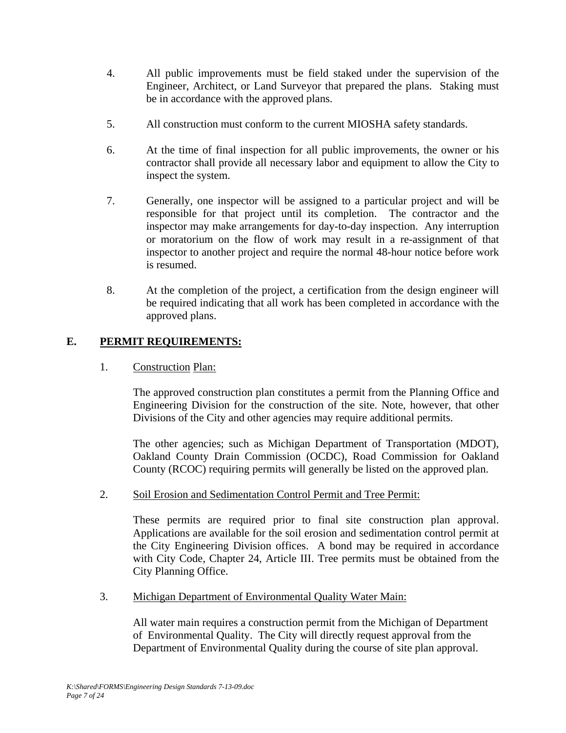4. All public improvements must be field staked under the supervision of the Engineer, Architect, or Land Surveyor that prepared the plans. Staking must be in accordance with the approved plans.

5. All construction must conform to the current MIOSHA safety standards.

6. At the time of final inspection for all public improvements, the owner or his contractor shall provide all necessary labor and equipment to allow the City to inspect the system.

7. Generally, one inspector will be assigned to a particular project and will be responsible for that project until its completion. The contractor and the inspector may make arrangements for day-to-day inspection. Any interruption or moratorium on the flow of work may result in a re-assignment of that inspector to another project and require the normal 48-hour notice before work is resumed.

8. At the completion of the project, a certification from the design engineer will be required indicating that all work has been completed in accordance with the approved plans.

## E. PERMIT REQUIREMENTS:

1. Construction Plan:

   The approved construction plan constitutes a permit from the Planning Office and Engineering Division for the construction of the site. Note, however, that other Divisions of the City and other agencies may require additional permits.

   The other agencies; such as Michigan Department of Transportation (MDOT), Oakland County Drain Commission (OCDC), Road Commission for Oakland County (RCOC) requiring permits will generally be listed on the approved plan.

2. Soil Erosion and Sedimentation Control Permit and Tree Permit:

   These permits are required prior to final site construction plan approval. Applications are available for the soil erosion and sedimentation control permit at the City Engineering Division offices. A bond may be required in accordance with City Code, Chapter 24, Article III. Tree permits must be obtained from the City Planning Office.

3. Michigan Department of Environmental Quality Water Main:

   All water main requires a construction permit from the Michigan of Department of Environmental Quality. The City will directly request approval from the Department of Environmental Quality during the course of site plan approval.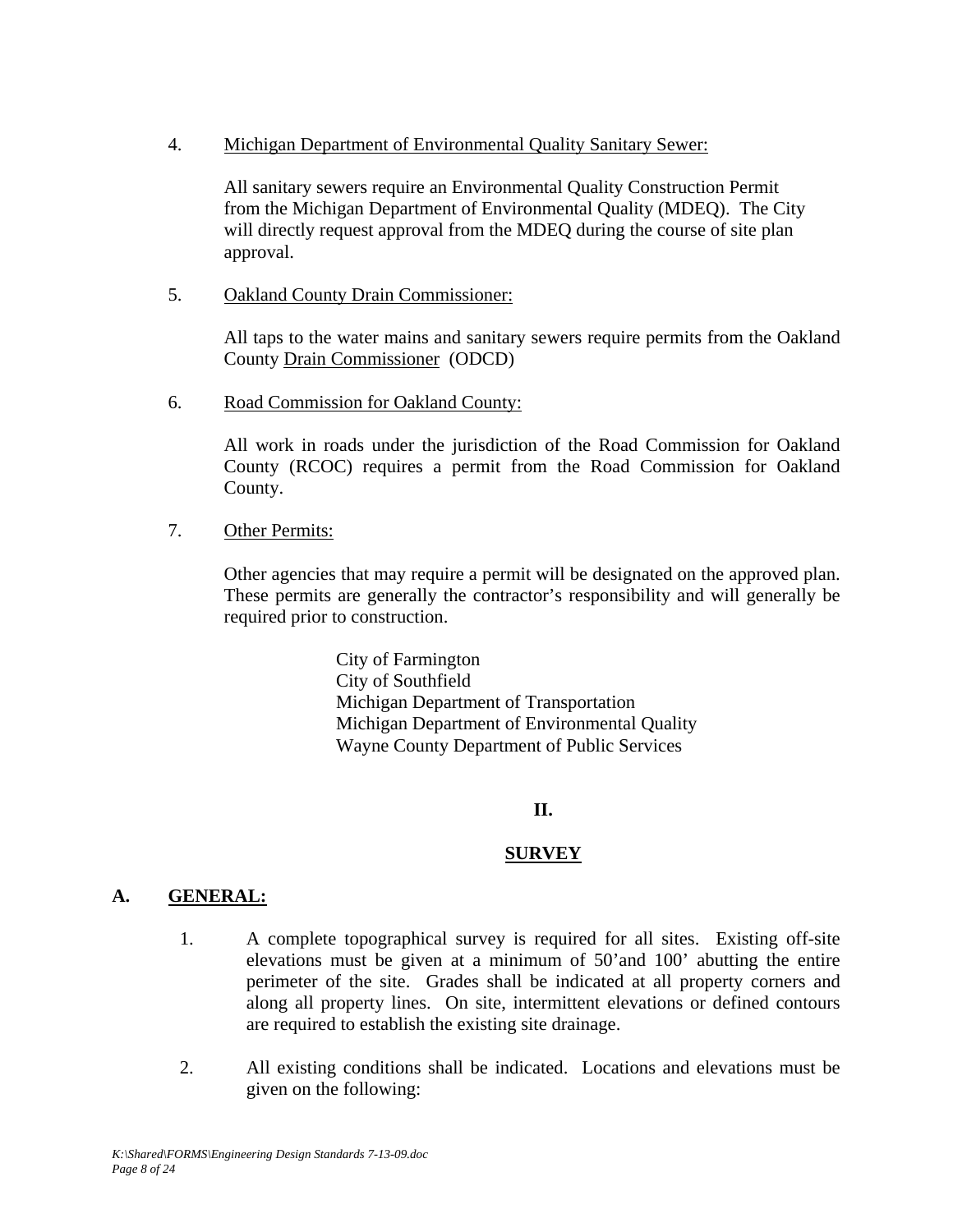4. Michigan Department of Environmental Quality Sanitary Sewer:

   All sanitary sewers require an Environmental Quality Construction Permit from the Michigan Department of Environmental Quality (MDEQ). The City will directly request approval from the MDEQ during the course of site plan approval.

5. Oakland County Drain Commissioner:

   All taps to the water mains and sanitary sewers require permits from the Oakland County Drain Commissioner (ODCD)

6. Road Commission for Oakland County:

   All work in roads under the jurisdiction of the Road Commission for Oakland County (RCOC) requires a permit from the Road Commission for Oakland County.

7. Other Permits:

   Other agencies that may require a permit will be designated on the approved plan. These permits are generally the contractor's responsibility and will generally be required prior to construction.

   City of Farmington
   City of Southfield
   Michigan Department of Transportation
   Michigan Department of Environmental Quality
   Wayne County Department of Public Services

## II.

## SURVEY

### A. GENERAL:

1. A complete topographical survey is required for all sites. Existing off-site elevations must be given at a minimum of 50'and 100' abutting the entire perimeter of the site. Grades shall be indicated at all property corners and along all property lines. On site, intermittent elevations or defined contours are required to establish the existing site drainage.

2. All existing conditions shall be indicated. Locations and elevations must be given on the following: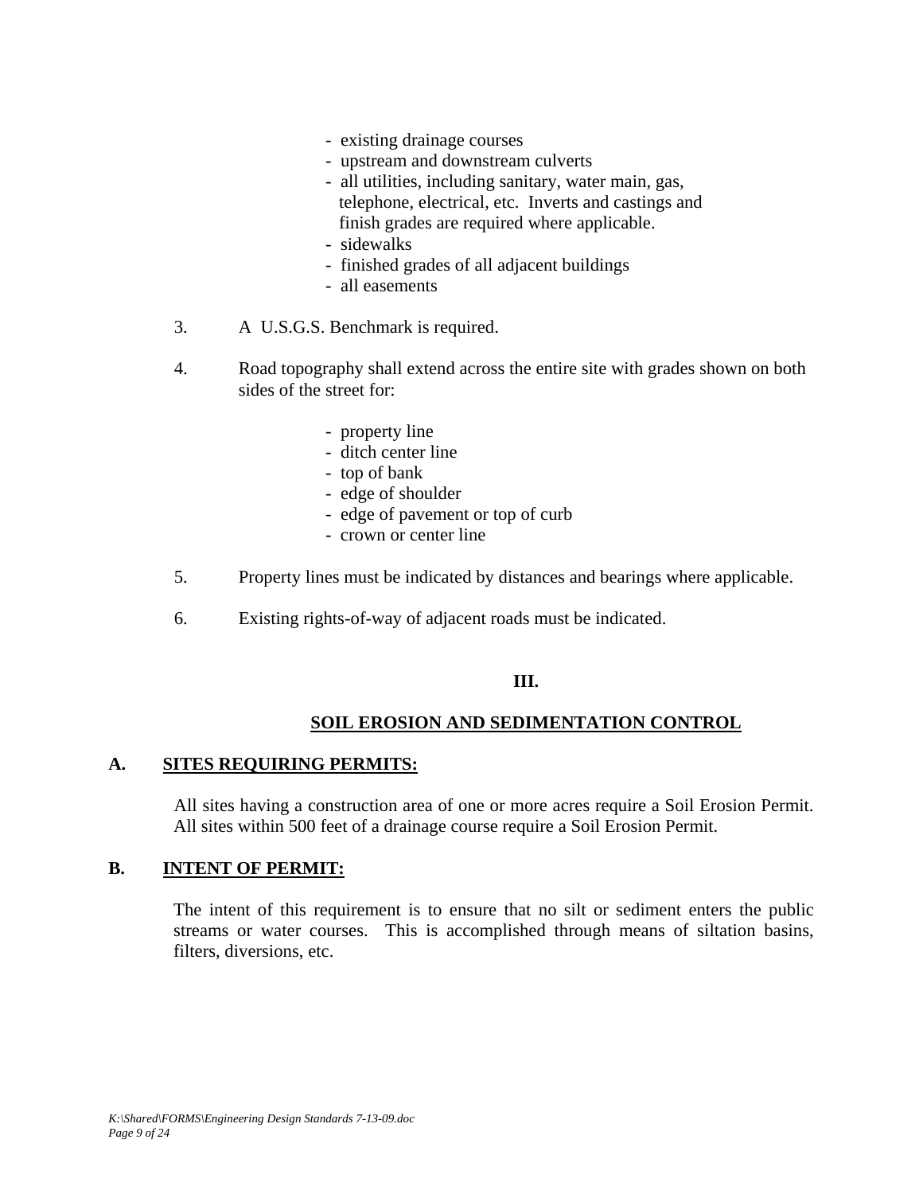- existing drainage courses
- upstream and downstream culverts
- all utilities, including sanitary, water main, gas, telephone, electrical, etc. Inverts and castings and finish grades are required where applicable.
- sidewalks
- finished grades of all adjacent buildings
- all easements

3. A U.S.G.S. Benchmark is required.

4. Road topography shall extend across the entire site with grades shown on both sides of the street for:

   - property line
   - ditch center line
   - top of bank
   - edge of shoulder
   - edge of pavement or top of curb
   - crown or center line

5. Property lines must be indicated by distances and bearings where applicable.

6. Existing rights-of-way of adjacent roads must be indicated.

## III.

## SOIL EROSION AND SEDIMENTATION CONTROL

### A. SITES REQUIRING PERMITS:

All sites having a construction area of one or more acres require a Soil Erosion Permit. All sites within 500 feet of a drainage course require a Soil Erosion Permit.

### B. INTENT OF PERMIT:

The intent of this requirement is to ensure that no silt or sediment enters the public streams or water courses. This is accomplished through means of siltation basins, filters, diversions, etc.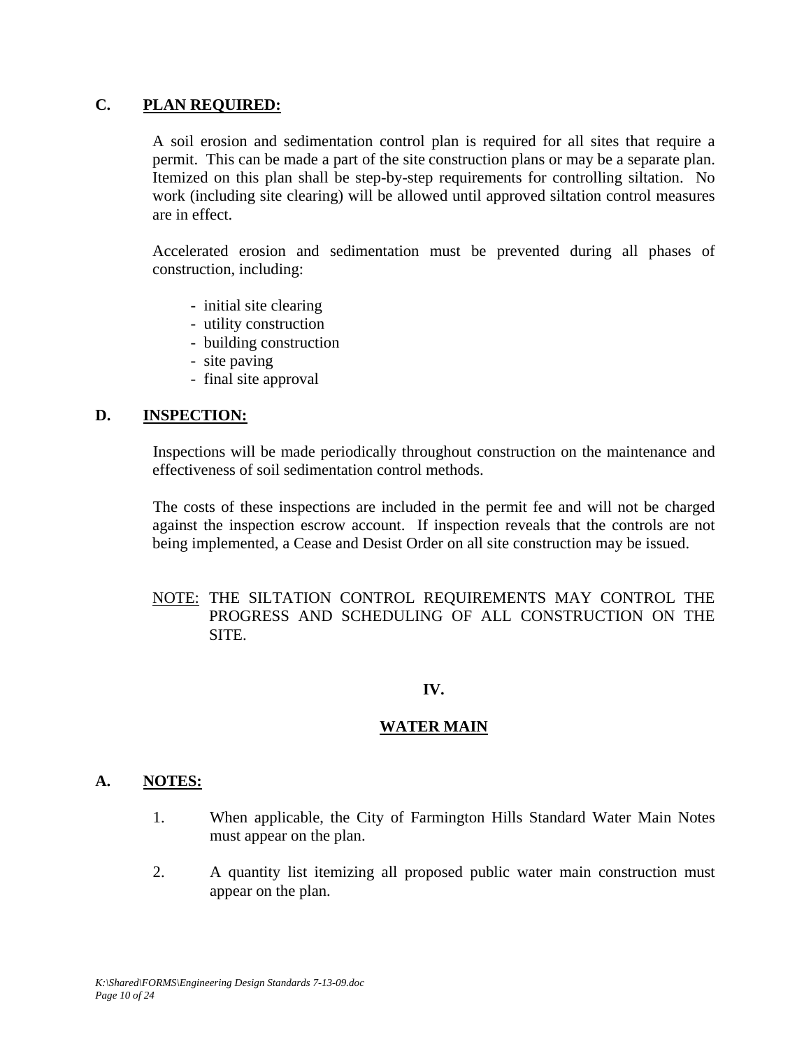## C. PLAN REQUIRED:

A soil erosion and sedimentation control plan is required for all sites that require a permit. This can be made a part of the site construction plans or may be a separate plan. Itemized on this plan shall be step-by-step requirements for controlling siltation. No work (including site clearing) will be allowed until approved siltation control measures are in effect.

Accelerated erosion and sedimentation must be prevented during all phases of construction, including:

- initial site clearing
- utility construction
- building construction
- site paving
- final site approval

## D. INSPECTION:

Inspections will be made periodically throughout construction on the maintenance and effectiveness of soil sedimentation control methods.

The costs of these inspections are included in the permit fee and will not be charged against the inspection escrow account. If inspection reveals that the controls are not being implemented, a Cease and Desist Order on all site construction may be issued.

NOTE: THE SILTATION CONTROL REQUIREMENTS MAY CONTROL THE PROGRESS AND SCHEDULING OF ALL CONSTRUCTION ON THE SITE.

# IV.

# WATER MAIN

## A. NOTES:

1. When applicable, the City of Farmington Hills Standard Water Main Notes must appear on the plan.
2. A quantity list itemizing all proposed public water main construction must appear on the plan.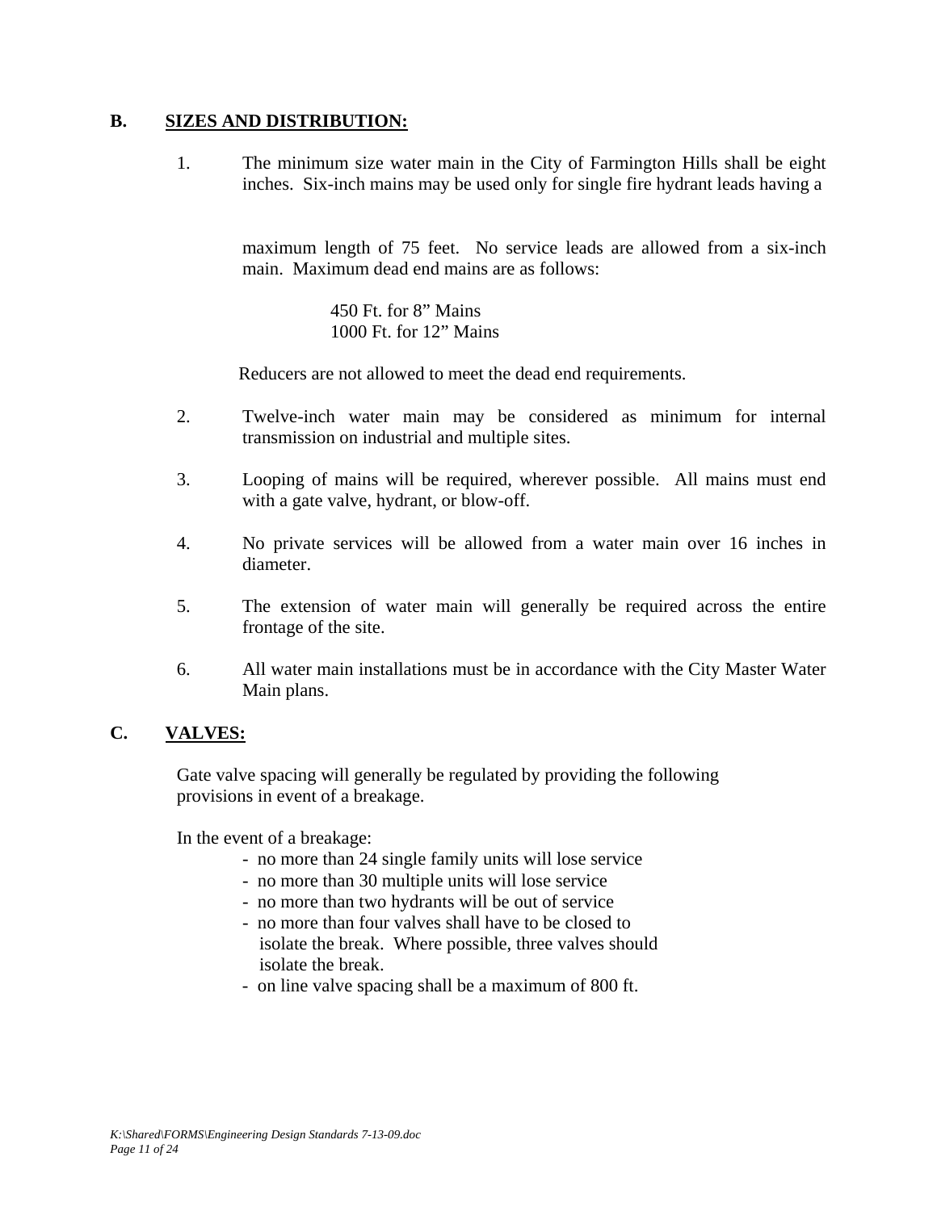## B. SIZES AND DISTRIBUTION:

1. The minimum size water main in the City of Farmington Hills shall be eight inches. Six-inch mains may be used only for single fire hydrant leads having a maximum length of 75 feet. No service leads are allowed from a six-inch main. Maximum dead end mains are as follows:

   450 Ft. for 8" Mains
   1000 Ft. for 12" Mains

   Reducers are not allowed to meet the dead end requirements.

2. Twelve-inch water main may be considered as minimum for internal transmission on industrial and multiple sites.

3. Looping of mains will be required, wherever possible. All mains must end with a gate valve, hydrant, or blow-off.

4. No private services will be allowed from a water main over 16 inches in diameter.

5. The extension of water main will generally be required across the entire frontage of the site.

6. All water main installations must be in accordance with the City Master Water Main plans.

## C. VALVES:

Gate valve spacing will generally be regulated by providing the following provisions in event of a breakage.

In the event of a breakage:

- no more than 24 single family units will lose service
- no more than 30 multiple units will lose service
- no more than two hydrants will be out of service
- no more than four valves shall have to be closed to isolate the break. Where possible, three valves should isolate the break.
- on line valve spacing shall be a maximum of 800 ft.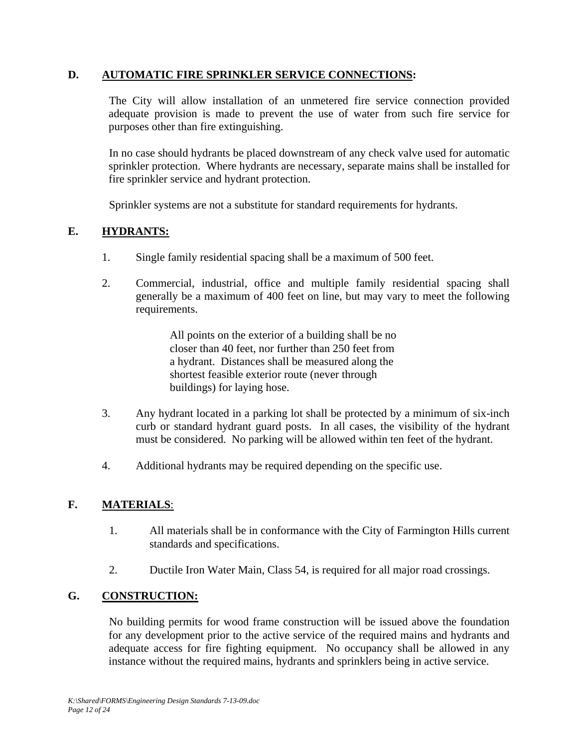## D. AUTOMATIC FIRE SPRINKLER SERVICE CONNECTIONS:

The City will allow installation of an unmetered fire service connection provided adequate provision is made to prevent the use of water from such fire service for purposes other than fire extinguishing.

In no case should hydrants be placed downstream of any check valve used for automatic sprinkler protection. Where hydrants are necessary, separate mains shall be installed for fire sprinkler service and hydrant protection.

Sprinkler systems are not a substitute for standard requirements for hydrants.

## E. HYDRANTS:

1. Single family residential spacing shall be a maximum of 500 feet.

2. Commercial, industrial, office and multiple family residential spacing shall generally be a maximum of 400 feet on line, but may vary to meet the following requirements.

   All points on the exterior of a building shall be no closer than 40 feet, nor further than 250 feet from a hydrant. Distances shall be measured along the shortest feasible exterior route (never through buildings) for laying hose.

3. Any hydrant located in a parking lot shall be protected by a minimum of six-inch curb or standard hydrant guard posts. In all cases, the visibility of the hydrant must be considered. No parking will be allowed within ten feet of the hydrant.

4. Additional hydrants may be required depending on the specific use.

## F. MATERIALS:

1. All materials shall be in conformance with the City of Farmington Hills current standards and specifications.

2. Ductile Iron Water Main, Class 54, is required for all major road crossings.

## G. CONSTRUCTION:

No building permits for wood frame construction will be issued above the foundation for any development prior to the active service of the required mains and hydrants and adequate access for fire fighting equipment. No occupancy shall be allowed in any instance without the required mains, hydrants and sprinklers being in active service.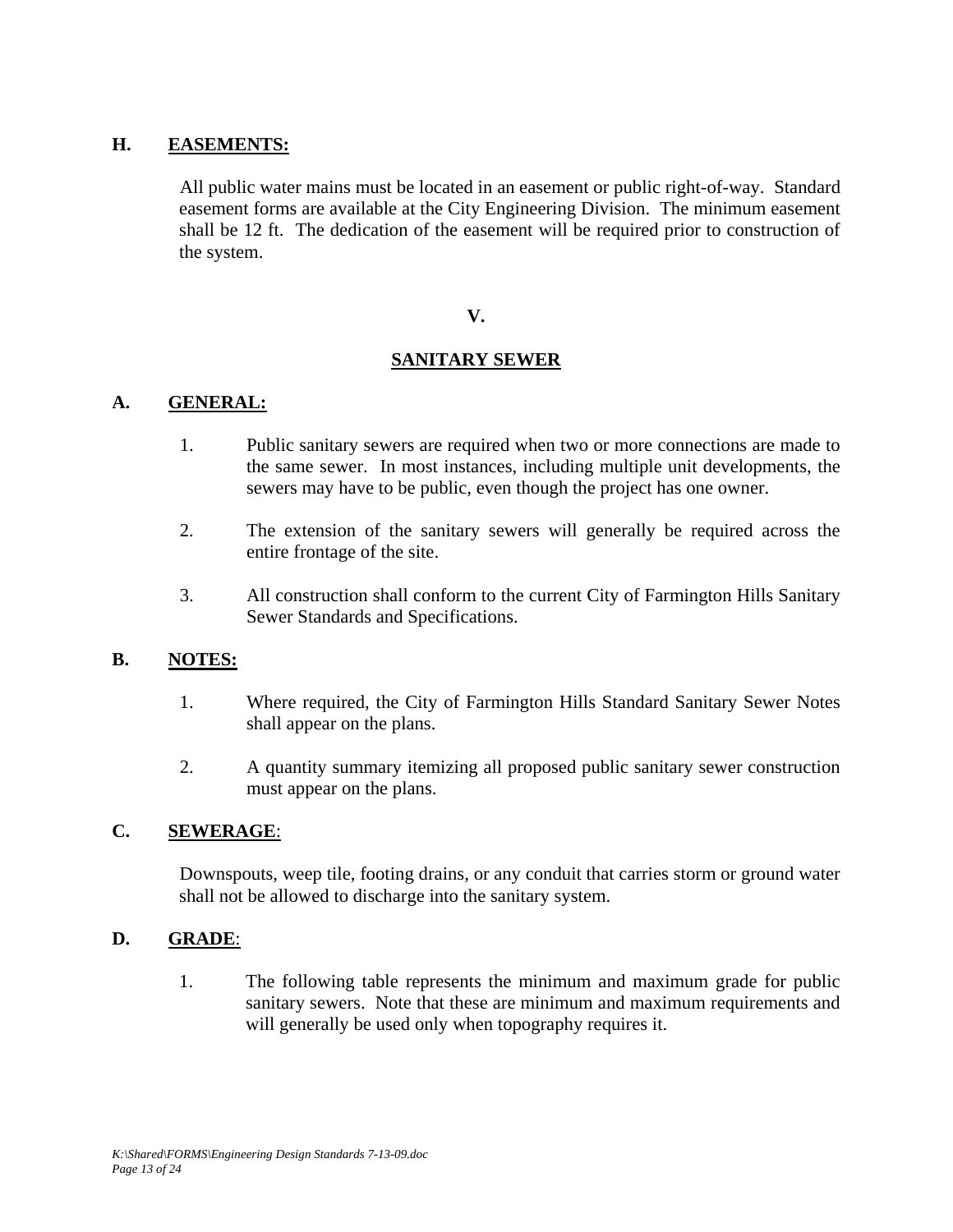## H. EASEMENTS:

All public water mains must be located in an easement or public right-of-way. Standard easement forms are available at the City Engineering Division. The minimum easement shall be 12 ft. The dedication of the easement will be required prior to construction of the system.

# V.

# SANITARY SEWER

## A. GENERAL:

1. Public sanitary sewers are required when two or more connections are made to the same sewer. In most instances, including multiple unit developments, the sewers may have to be public, even though the project has one owner.

2. The extension of the sanitary sewers will generally be required across the entire frontage of the site.

3. All construction shall conform to the current City of Farmington Hills Sanitary Sewer Standards and Specifications.

## B. NOTES:

1. Where required, the City of Farmington Hills Standard Sanitary Sewer Notes shall appear on the plans.

2. A quantity summary itemizing all proposed public sanitary sewer construction must appear on the plans.

## C. SEWERAGE:

Downspouts, weep tile, footing drains, or any conduit that carries storm or ground water shall not be allowed to discharge into the sanitary system.

## D. GRADE:

1. The following table represents the minimum and maximum grade for public sanitary sewers. Note that these are minimum and maximum requirements and will generally be used only when topography requires it.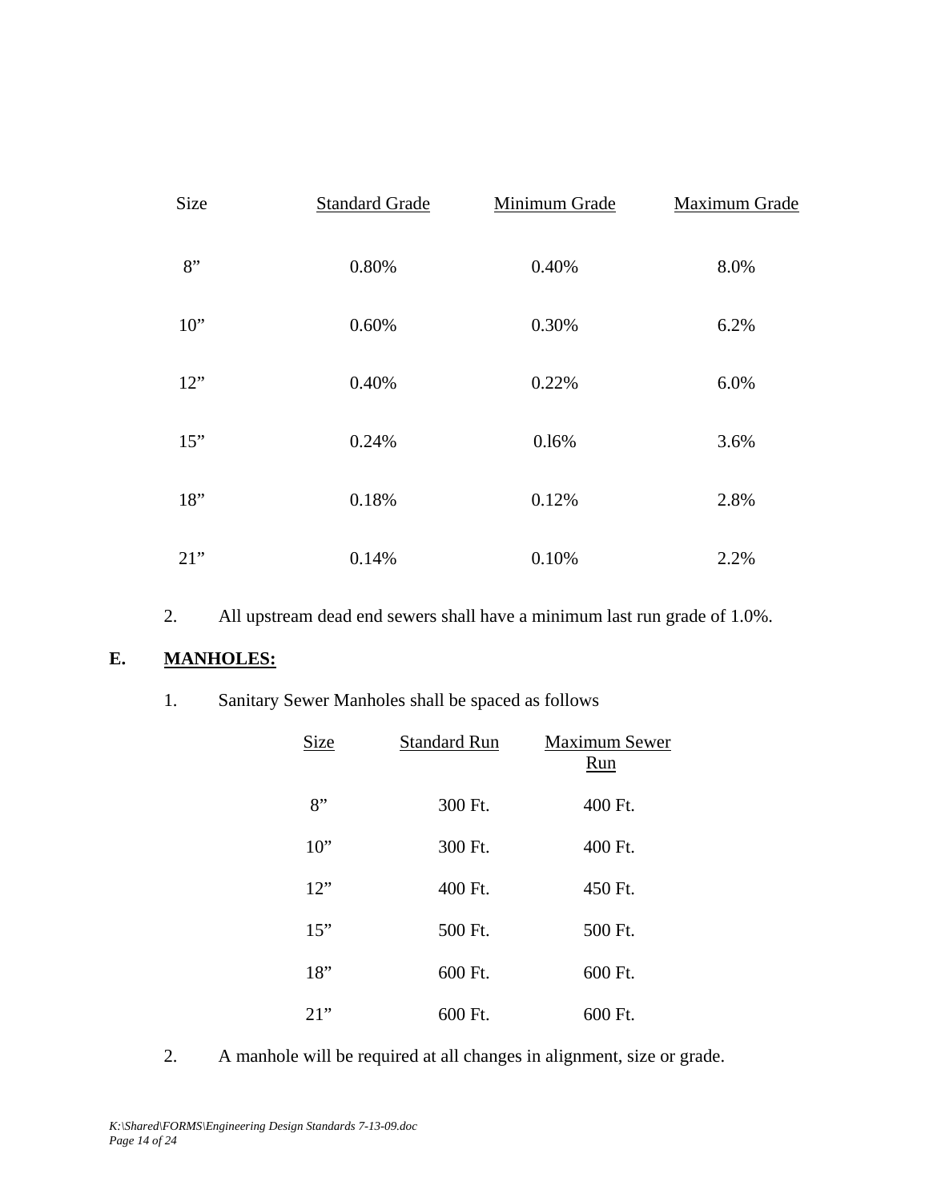| Size | Standard Grade | Minimum Grade | Maximum Grade |
|---|---|---|---|
| 8” | 0.80% | 0.40% | 8.0% |
| 10” | 0.60% | 0.30% | 6.2% |
| 12” | 0.40% | 0.22% | 6.0% |
| 15” | 0.24% | 0.l6% | 3.6% |
| 18” | 0.18% | 0.12% | 2.8% |
| 21” | 0.14% | 0.10% | 2.2% |

2. All upstream dead end sewers shall have a minimum last run grade of 1.0%.

**E. MANHOLES:**

1. Sanitary Sewer Manholes shall be spaced as follows

| Size | Standard Run | Maximum Sewer Run |
|---|---|---|
| 8” | 300 Ft. | 400 Ft. |
| 10” | 300 Ft. | 400 Ft. |
| 12” | 400 Ft. | 450 Ft. |
| 15” | 500 Ft. | 500 Ft. |
| 18” | 600 Ft. | 600 Ft. |
| 21” | 600 Ft. | 600 Ft. |

2. A manhole will be required at all changes in alignment, size or grade.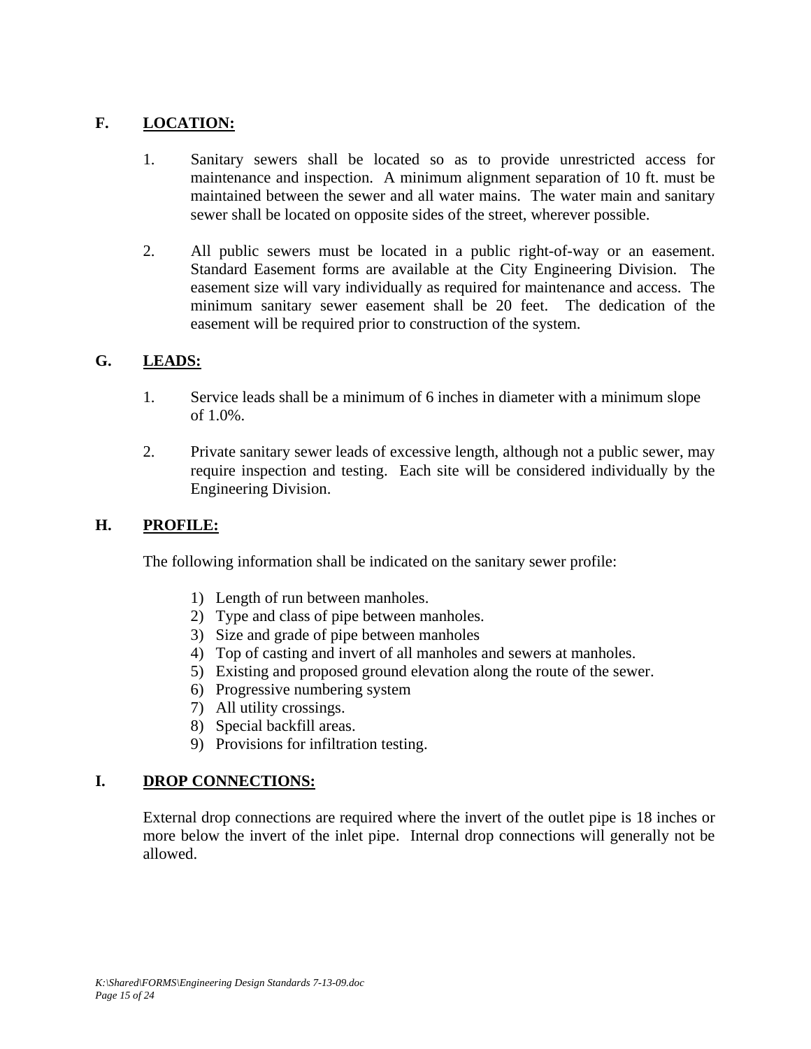## F. LOCATION:

1. Sanitary sewers shall be located so as to provide unrestricted access for maintenance and inspection. A minimum alignment separation of 10 ft. must be maintained between the sewer and all water mains. The water main and sanitary sewer shall be located on opposite sides of the street, wherever possible.

2. All public sewers must be located in a public right-of-way or an easement. Standard Easement forms are available at the City Engineering Division. The easement size will vary individually as required for maintenance and access. The minimum sanitary sewer easement shall be 20 feet. The dedication of the easement will be required prior to construction of the system.

## G. LEADS:

1. Service leads shall be a minimum of 6 inches in diameter with a minimum slope of 1.0%.

2. Private sanitary sewer leads of excessive length, although not a public sewer, may require inspection and testing. Each site will be considered individually by the Engineering Division.

## H. PROFILE:

The following information shall be indicated on the sanitary sewer profile:

1) Length of run between manholes.
2) Type and class of pipe between manholes.
3) Size and grade of pipe between manholes
4) Top of casting and invert of all manholes and sewers at manholes.
5) Existing and proposed ground elevation along the route of the sewer.
6) Progressive numbering system
7) All utility crossings.
8) Special backfill areas.
9) Provisions for infiltration testing.

## I. DROP CONNECTIONS:

External drop connections are required where the invert of the outlet pipe is 18 inches or more below the invert of the inlet pipe. Internal drop connections will generally not be allowed.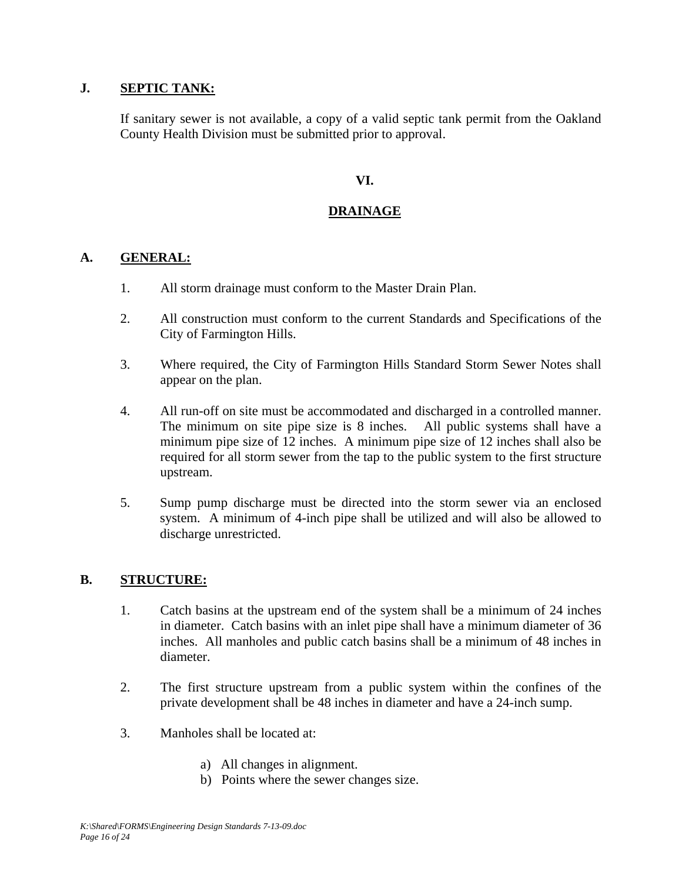**J. SEPTIC TANK:**

If sanitary sewer is not available, a copy of a valid septic tank permit from the Oakland County Health Division must be submitted prior to approval.

# VI.

# DRAINAGE

**A. GENERAL:**

1. All storm drainage must conform to the Master Drain Plan.

2. All construction must conform to the current Standards and Specifications of the City of Farmington Hills.

3. Where required, the City of Farmington Hills Standard Storm Sewer Notes shall appear on the plan.

4. All run-off on site must be accommodated and discharged in a controlled manner. The minimum on site pipe size is 8 inches. All public systems shall have a minimum pipe size of 12 inches. A minimum pipe size of 12 inches shall also be required for all storm sewer from the tap to the public system to the first structure upstream.

5. Sump pump discharge must be directed into the storm sewer via an enclosed system. A minimum of 4-inch pipe shall be utilized and will also be allowed to discharge unrestricted.

**B. STRUCTURE:**

1. Catch basins at the upstream end of the system shall be a minimum of 24 inches in diameter. Catch basins with an inlet pipe shall have a minimum diameter of 36 inches. All manholes and public catch basins shall be a minimum of 48 inches in diameter.

2. The first structure upstream from a public system within the confines of the private development shall be 48 inches in diameter and have a 24-inch sump.

3. Manholes shall be located at:

   a) All changes in alignment.
   b) Points where the sewer changes size.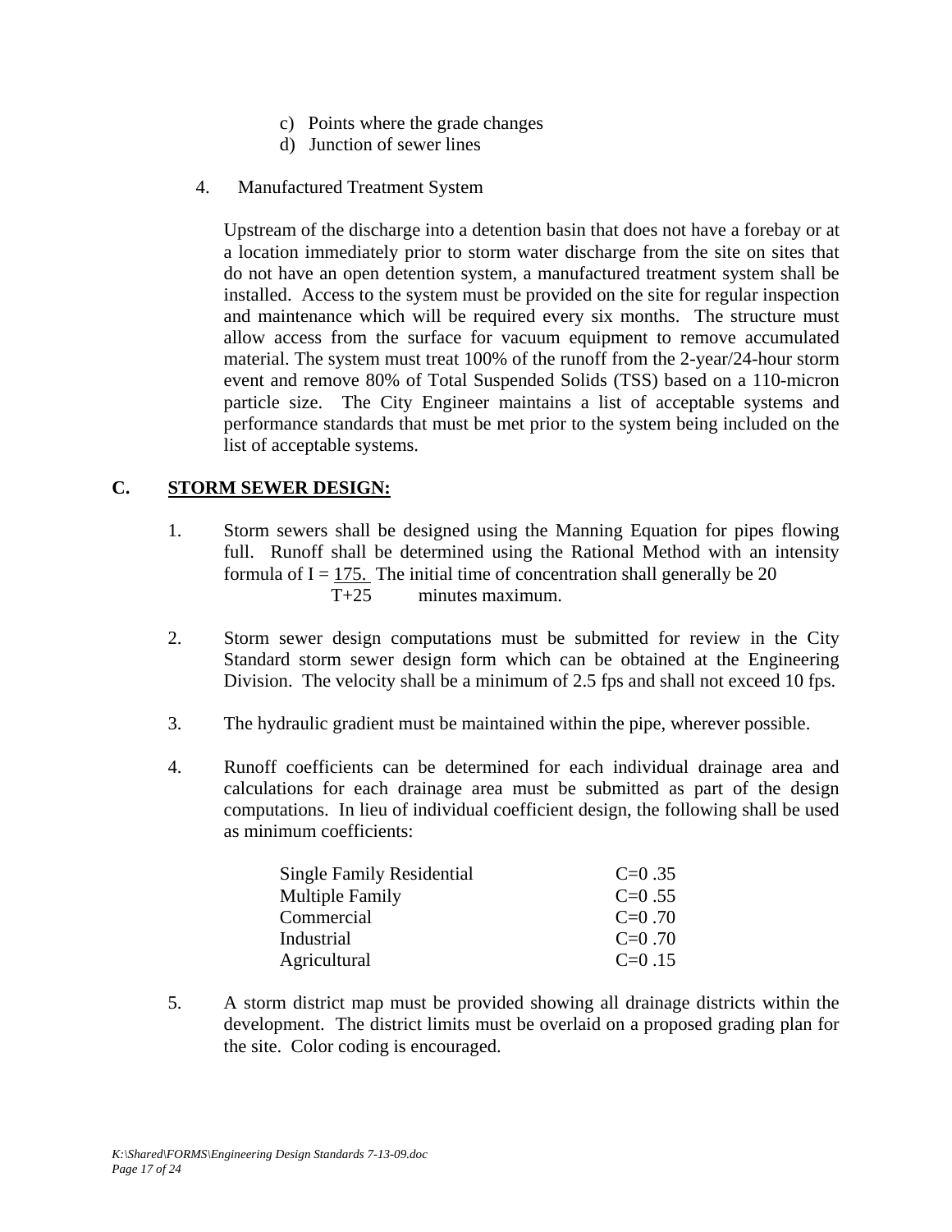c) Points where the grade changes
d) Junction of sewer lines

4. Manufactured Treatment System

   Upstream of the discharge into a detention basin that does not have a forebay or at a location immediately prior to storm water discharge from the site on sites that do not have an open detention system, a manufactured treatment system shall be installed. Access to the system must be provided on the site for regular inspection and maintenance which will be required every six months. The structure must allow access from the surface for vacuum equipment to remove accumulated material. The system must treat 100% of the runoff from the 2-year/24-hour storm event and remove 80% of Total Suspended Solids (TSS) based on a 110-micron particle size. The City Engineer maintains a list of acceptable systems and performance standards that must be met prior to the system being included on the list of acceptable systems.

## C. STORM SEWER DESIGN:

1. Storm sewers shall be designed using the Manning Equation for pipes flowing full. Runoff shall be determined using the Rational Method with an intensity formula of $I = \frac{175.}{T+25}$ The initial time of concentration shall generally be 20 minutes maximum.

2. Storm sewer design computations must be submitted for review in the City Standard storm sewer design form which can be obtained at the Engineering Division. The velocity shall be a minimum of 2.5 fps and shall not exceed 10 fps.

3. The hydraulic gradient must be maintained within the pipe, wherever possible.

4. Runoff coefficients can be determined for each individual drainage area and calculations for each drainage area must be submitted as part of the design computations. In lieu of individual coefficient design, the following shall be used as minimum coefficients:

| | |
|---|---|
| Single Family Residential | C=0 .35 |
| Multiple Family | C=0 .55 |
| Commercial | C=0 .70 |
| Industrial | C=0 .70 |
| Agricultural | C=0 .15 |

5. A storm district map must be provided showing all drainage districts within the development. The district limits must be overlaid on a proposed grading plan for the site. Color coding is encouraged.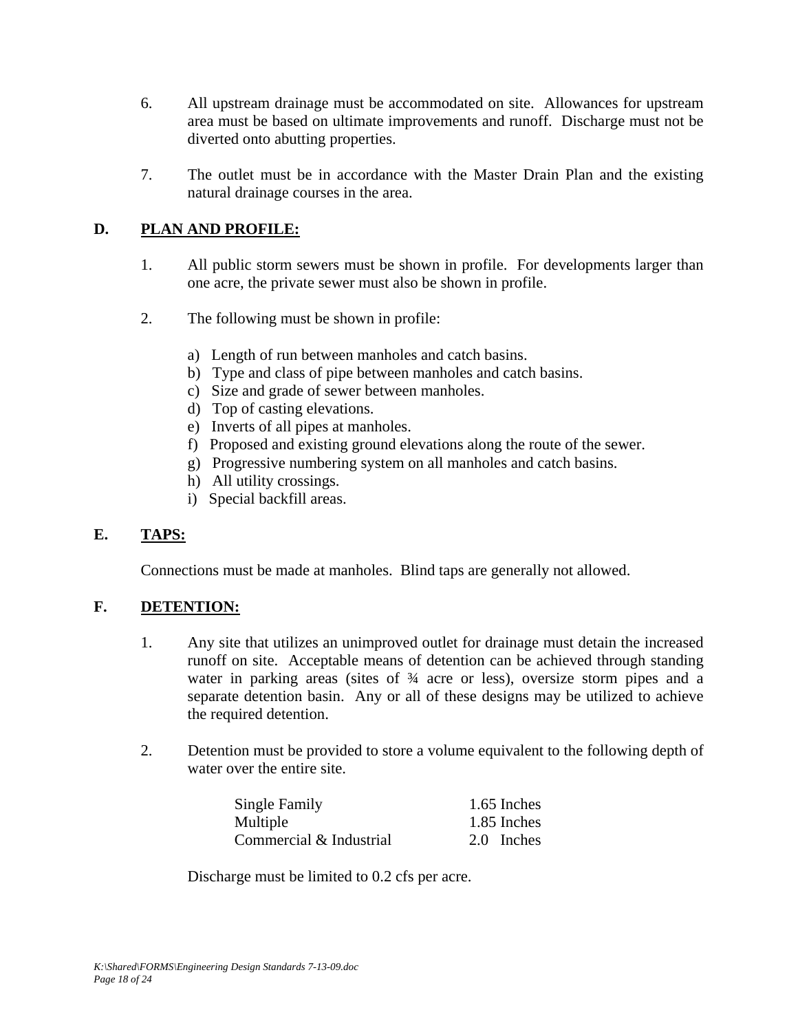6. All upstream drainage must be accommodated on site. Allowances for upstream area must be based on ultimate improvements and runoff. Discharge must not be diverted onto abutting properties.

7. The outlet must be in accordance with the Master Drain Plan and the existing natural drainage courses in the area.

## D. PLAN AND PROFILE:

1. All public storm sewers must be shown in profile. For developments larger than one acre, the private sewer must also be shown in profile.

2. The following must be shown in profile:

   a) Length of run between manholes and catch basins.
   b) Type and class of pipe between manholes and catch basins.
   c) Size and grade of sewer between manholes.
   d) Top of casting elevations.
   e) Inverts of all pipes at manholes.
   f) Proposed and existing ground elevations along the route of the sewer.
   g) Progressive numbering system on all manholes and catch basins.
   h) All utility crossings.
   i) Special backfill areas.

## E. TAPS:

Connections must be made at manholes. Blind taps are generally not allowed.

## F. DETENTION:

1. Any site that utilizes an unimproved outlet for drainage must detain the increased runoff on site. Acceptable means of detention can be achieved through standing water in parking areas (sites of ¾ acre or less), oversize storm pipes and a separate detention basin. Any or all of these designs may be utilized to achieve the required detention.

2. Detention must be provided to store a volume equivalent to the following depth of water over the entire site.

| | |
|---|---|
| Single Family | 1.65 Inches |
| Multiple | 1.85 Inches |
| Commercial & Industrial | 2.0 Inches |

   Discharge must be limited to 0.2 cfs per acre.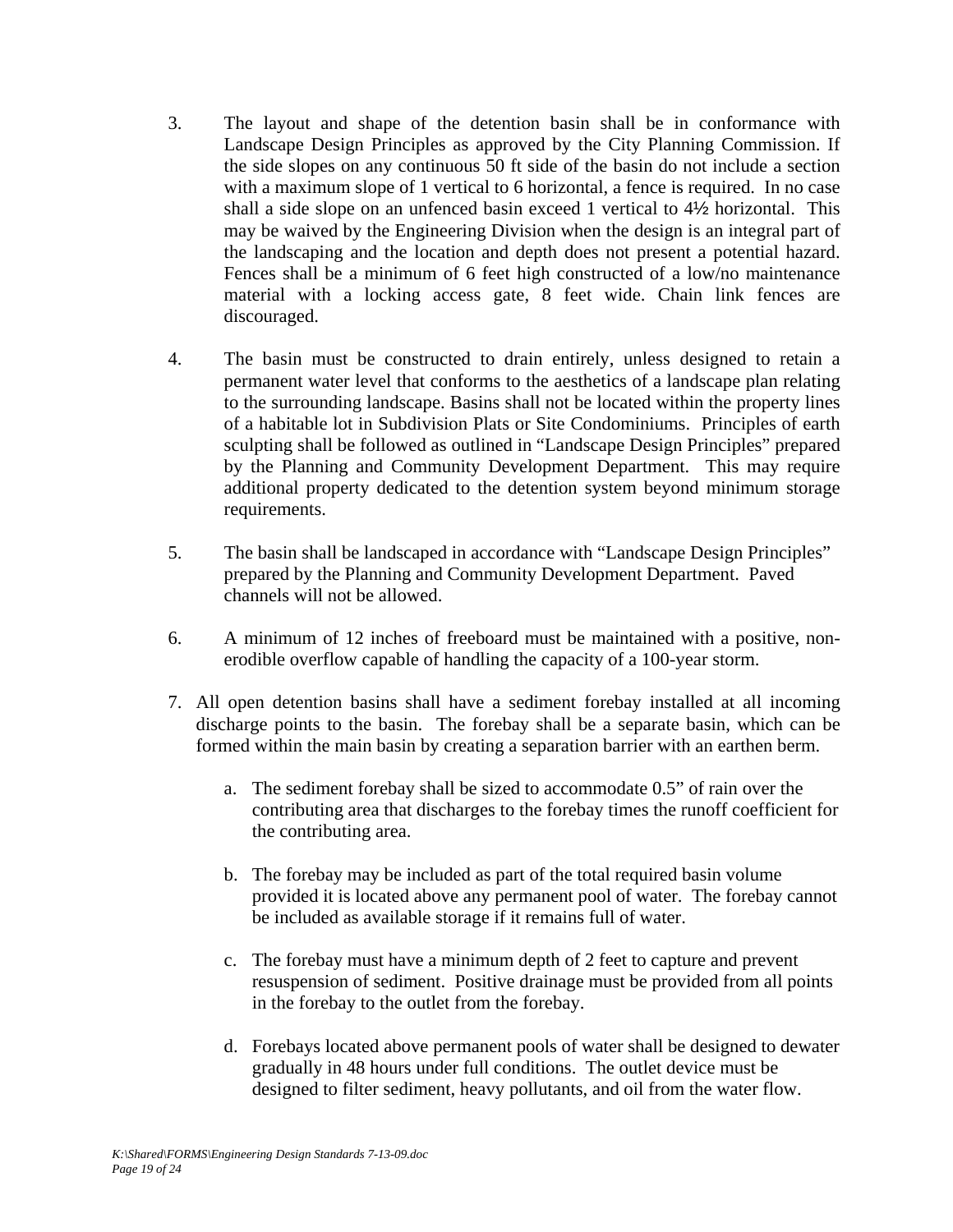3. The layout and shape of the detention basin shall be in conformance with Landscape Design Principles as approved by the City Planning Commission. If the side slopes on any continuous 50 ft side of the basin do not include a section with a maximum slope of 1 vertical to 6 horizontal, a fence is required. In no case shall a side slope on an unfenced basin exceed 1 vertical to 4½ horizontal. This may be waived by the Engineering Division when the design is an integral part of the landscaping and the location and depth does not present a potential hazard. Fences shall be a minimum of 6 feet high constructed of a low/no maintenance material with a locking access gate, 8 feet wide. Chain link fences are discouraged.

4. The basin must be constructed to drain entirely, unless designed to retain a permanent water level that conforms to the aesthetics of a landscape plan relating to the surrounding landscape. Basins shall not be located within the property lines of a habitable lot in Subdivision Plats or Site Condominiums. Principles of earth sculpting shall be followed as outlined in "Landscape Design Principles" prepared by the Planning and Community Development Department. This may require additional property dedicated to the detention system beyond minimum storage requirements.

5. The basin shall be landscaped in accordance with "Landscape Design Principles" prepared by the Planning and Community Development Department. Paved channels will not be allowed.

6. A minimum of 12 inches of freeboard must be maintained with a positive, non-erodible overflow capable of handling the capacity of a 100-year storm.

7. All open detention basins shall have a sediment forebay installed at all incoming discharge points to the basin. The forebay shall be a separate basin, which can be formed within the main basin by creating a separation barrier with an earthen berm.

   a. The sediment forebay shall be sized to accommodate 0.5" of rain over the contributing area that discharges to the forebay times the runoff coefficient for the contributing area.

   b. The forebay may be included as part of the total required basin volume provided it is located above any permanent pool of water. The forebay cannot be included as available storage if it remains full of water.

   c. The forebay must have a minimum depth of 2 feet to capture and prevent resuspension of sediment. Positive drainage must be provided from all points in the forebay to the outlet from the forebay.

   d. Forebays located above permanent pools of water shall be designed to dewater gradually in 48 hours under full conditions. The outlet device must be designed to filter sediment, heavy pollutants, and oil from the water flow.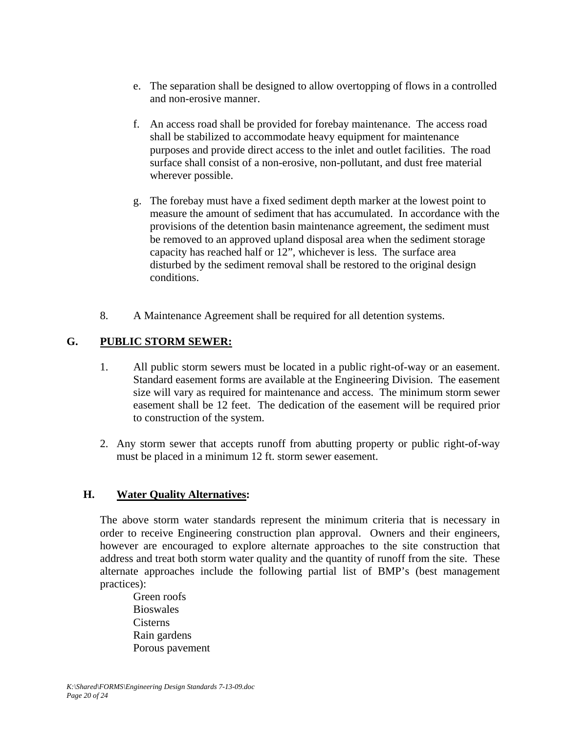e. The separation shall be designed to allow overtopping of flows in a controlled and non-erosive manner.

f. An access road shall be provided for forebay maintenance. The access road shall be stabilized to accommodate heavy equipment for maintenance purposes and provide direct access to the inlet and outlet facilities. The road surface shall consist of a non-erosive, non-pollutant, and dust free material wherever possible.

g. The forebay must have a fixed sediment depth marker at the lowest point to measure the amount of sediment that has accumulated. In accordance with the provisions of the detention basin maintenance agreement, the sediment must be removed to an approved upland disposal area when the sediment storage capacity has reached half or 12", whichever is less. The surface area disturbed by the sediment removal shall be restored to the original design conditions.

8. A Maintenance Agreement shall be required for all detention systems.

## G. PUBLIC STORM SEWER:

1. All public storm sewers must be located in a public right-of-way or an easement. Standard easement forms are available at the Engineering Division. The easement size will vary as required for maintenance and access. The minimum storm sewer easement shall be 12 feet. The dedication of the easement will be required prior to construction of the system.

2. Any storm sewer that accepts runoff from abutting property or public right-of-way must be placed in a minimum 12 ft. storm sewer easement.

## H. Water Quality Alternatives:

The above storm water standards represent the minimum criteria that is necessary in order to receive Engineering construction plan approval. Owners and their engineers, however are encouraged to explore alternate approaches to the site construction that address and treat both storm water quality and the quantity of runoff from the site. These alternate approaches include the following partial list of BMP's (best management practices):

- Green roofs
- Bioswales
- Cisterns
- Rain gardens
- Porous pavement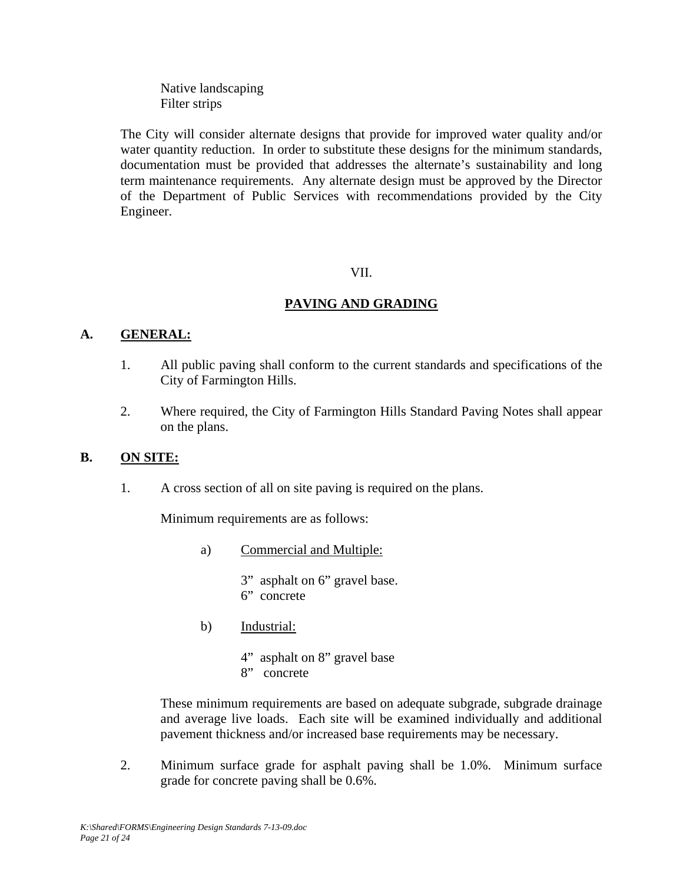Native landscaping
Filter strips

The City will consider alternate designs that provide for improved water quality and/or water quantity reduction. In order to substitute these designs for the minimum standards, documentation must be provided that addresses the alternate's sustainability and long term maintenance requirements. Any alternate design must be approved by the Director of the Department of Public Services with recommendations provided by the City Engineer.

# VII.

# PAVING AND GRADING

## A. GENERAL:

1. All public paving shall conform to the current standards and specifications of the City of Farmington Hills.

2. Where required, the City of Farmington Hills Standard Paving Notes shall appear on the plans.

## B. ON SITE:

1. A cross section of all on site paving is required on the plans.

   Minimum requirements are as follows:

   a) Commercial and Multiple:

      3" asphalt on 6" gravel base.
      6" concrete

   b) Industrial:

      4" asphalt on 8" gravel base
      8" concrete

   These minimum requirements are based on adequate subgrade, subgrade drainage and average live loads. Each site will be examined individually and additional pavement thickness and/or increased base requirements may be necessary.

2. Minimum surface grade for asphalt paving shall be 1.0%. Minimum surface grade for concrete paving shall be 0.6%.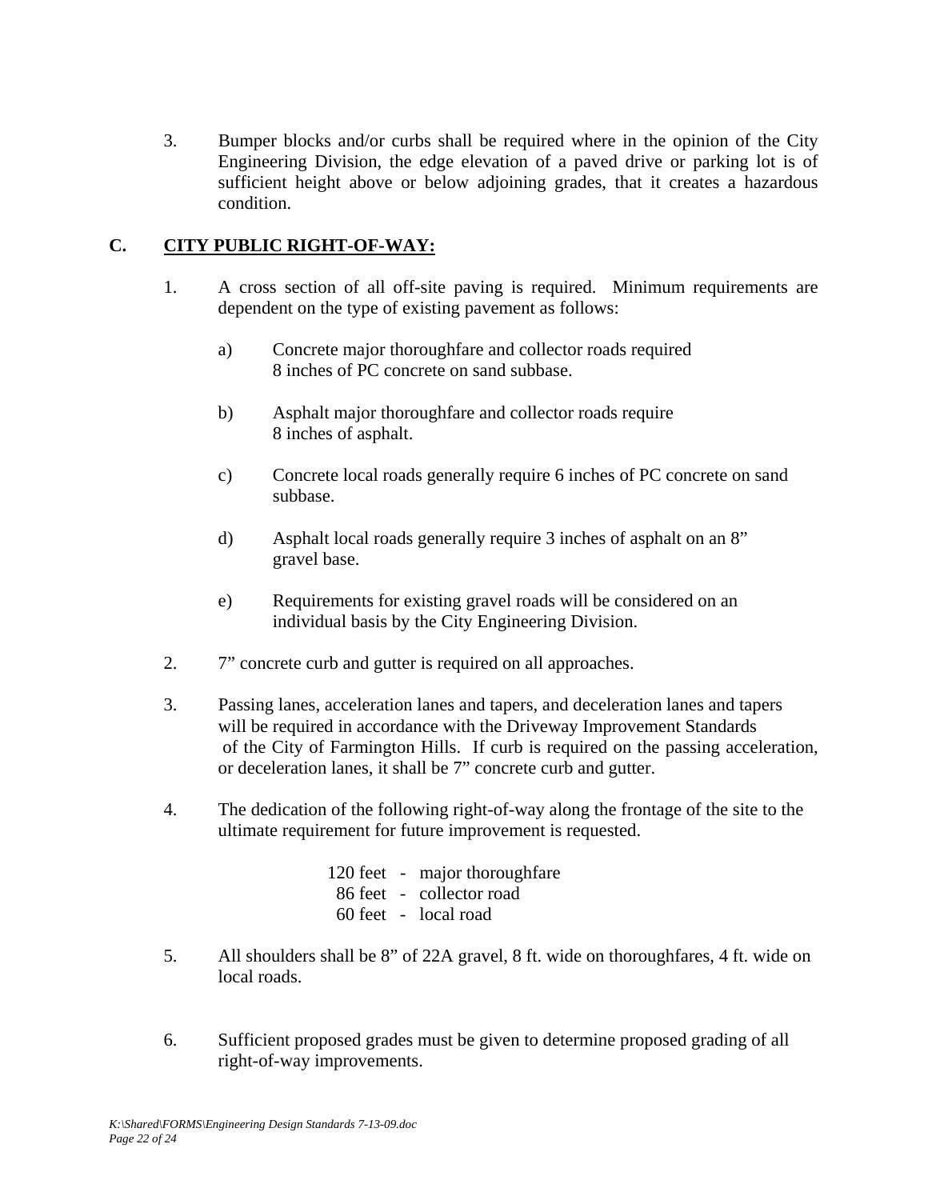3. Bumper blocks and/or curbs shall be required where in the opinion of the City Engineering Division, the edge elevation of a paved drive or parking lot is of sufficient height above or below adjoining grades, that it creates a hazardous condition.

## C. CITY PUBLIC RIGHT-OF-WAY:

1. A cross section of all off-site paving is required. Minimum requirements are dependent on the type of existing pavement as follows:

   a) Concrete major thoroughfare and collector roads required 8 inches of PC concrete on sand subbase.

   b) Asphalt major thoroughfare and collector roads require 8 inches of asphalt.

   c) Concrete local roads generally require 6 inches of PC concrete on sand subbase.

   d) Asphalt local roads generally require 3 inches of asphalt on an 8" gravel base.

   e) Requirements for existing gravel roads will be considered on an individual basis by the City Engineering Division.

2. 7" concrete curb and gutter is required on all approaches.

3. Passing lanes, acceleration lanes and tapers, and deceleration lanes and tapers will be required in accordance with the Driveway Improvement Standards of the City of Farmington Hills. If curb is required on the passing acceleration, or deceleration lanes, it shall be 7" concrete curb and gutter.

4. The dedication of the following right-of-way along the frontage of the site to the ultimate requirement for future improvement is requested.

   120 feet - major thoroughfare
   86 feet - collector road
   60 feet - local road

5. All shoulders shall be 8" of 22A gravel, 8 ft. wide on thoroughfares, 4 ft. wide on local roads.

6. Sufficient proposed grades must be given to determine proposed grading of all right-of-way improvements.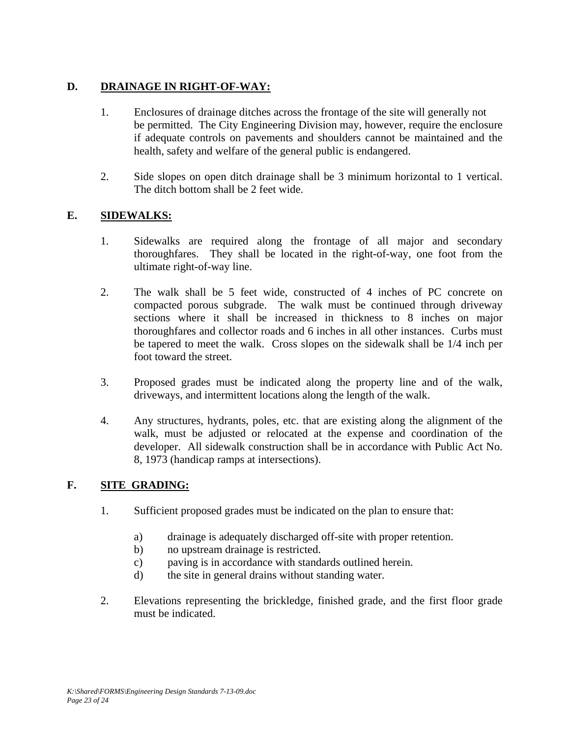## D. DRAINAGE IN RIGHT-OF-WAY:

1. Enclosures of drainage ditches across the frontage of the site will generally not be permitted. The City Engineering Division may, however, require the enclosure if adequate controls on pavements and shoulders cannot be maintained and the health, safety and welfare of the general public is endangered.

2. Side slopes on open ditch drainage shall be 3 minimum horizontal to 1 vertical. The ditch bottom shall be 2 feet wide.

## E. SIDEWALKS:

1. Sidewalks are required along the frontage of all major and secondary thoroughfares. They shall be located in the right-of-way, one foot from the ultimate right-of-way line.

2. The walk shall be 5 feet wide, constructed of 4 inches of PC concrete on compacted porous subgrade. The walk must be continued through driveway sections where it shall be increased in thickness to 8 inches on major thoroughfares and collector roads and 6 inches in all other instances. Curbs must be tapered to meet the walk. Cross slopes on the sidewalk shall be 1/4 inch per foot toward the street.

3. Proposed grades must be indicated along the property line and of the walk, driveways, and intermittent locations along the length of the walk.

4. Any structures, hydrants, poles, etc. that are existing along the alignment of the walk, must be adjusted or relocated at the expense and coordination of the developer. All sidewalk construction shall be in accordance with Public Act No. 8, 1973 (handicap ramps at intersections).

## F. SITE GRADING:

1. Sufficient proposed grades must be indicated on the plan to ensure that:

   a) drainage is adequately discharged off-site with proper retention.
   b) no upstream drainage is restricted.
   c) paving is in accordance with standards outlined herein.
   d) the site in general drains without standing water.

2. Elevations representing the brickledge, finished grade, and the first floor grade must be indicated.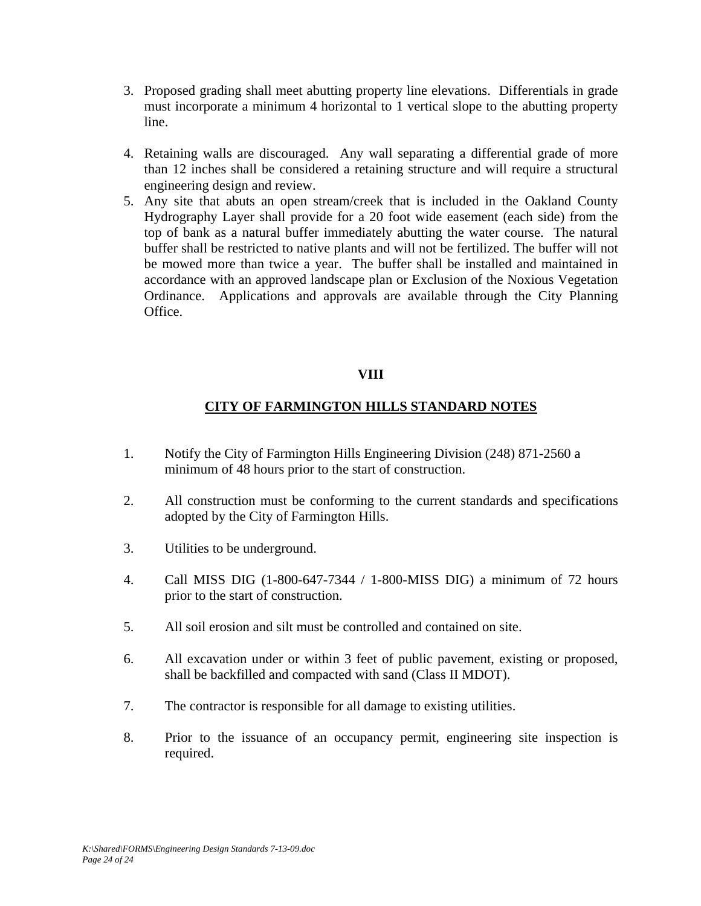3. Proposed grading shall meet abutting property line elevations. Differentials in grade must incorporate a minimum 4 horizontal to 1 vertical slope to the abutting property line.

4. Retaining walls are discouraged. Any wall separating a differential grade of more than 12 inches shall be considered a retaining structure and will require a structural engineering design and review.

5. Any site that abuts an open stream/creek that is included in the Oakland County Hydrography Layer shall provide for a 20 foot wide easement (each side) from the top of bank as a natural buffer immediately abutting the water course. The natural buffer shall be restricted to native plants and will not be fertilized. The buffer will not be mowed more than twice a year. The buffer shall be installed and maintained in accordance with an approved landscape plan or Exclusion of the Noxious Vegetation Ordinance. Applications and approvals are available through the City Planning Office.

## VIII

## CITY OF FARMINGTON HILLS STANDARD NOTES

1. Notify the City of Farmington Hills Engineering Division (248) 871-2560 a minimum of 48 hours prior to the start of construction.

2. All construction must be conforming to the current standards and specifications adopted by the City of Farmington Hills.

3. Utilities to be underground.

4. Call MISS DIG (1-800-647-7344 / 1-800-MISS DIG) a minimum of 72 hours prior to the start of construction.

5. All soil erosion and silt must be controlled and contained on site.

6. All excavation under or within 3 feet of public pavement, existing or proposed, shall be backfilled and compacted with sand (Class II MDOT).

7. The contractor is responsible for all damage to existing utilities.

8. Prior to the issuance of an occupancy permit, engineering site inspection is required.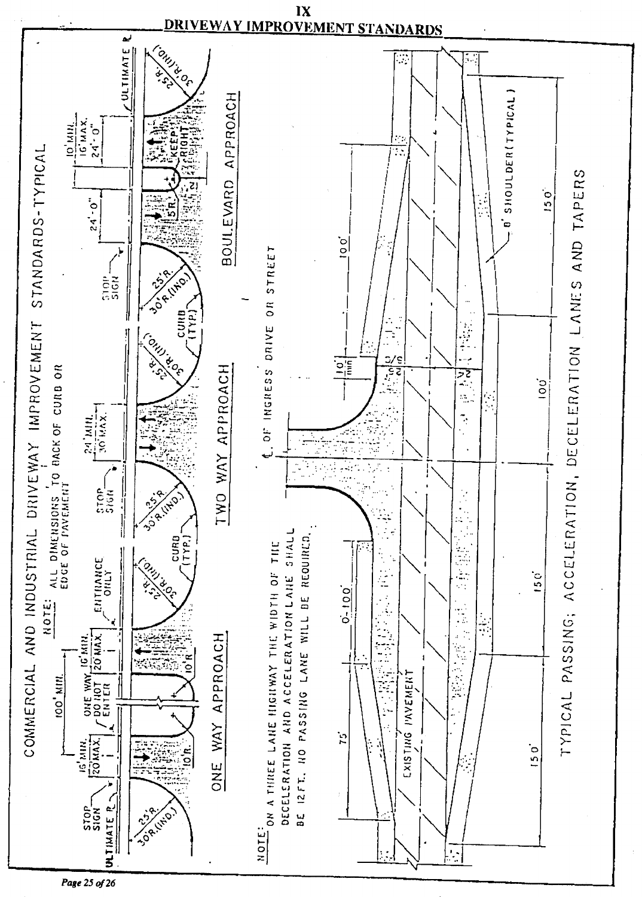# IX

## DRIVEWAY IMPROVEMENT STANDARDS

### COMMERCIAL AND INDUSTRIAL DRIVEWAY IMPROVEMENT STANDARDS-TYPICAL

**NOTE:** ALL DIMENSIONS TO BACK OF CURB OR EDGE OF PAVEMENT

ONE WAY APPROACH

STOP SIGN, ULTIMATE ℄, 25'R., 30'R.(IND.), 15' MIN., 20' MAX., ONE WAY DO NOT ENTER, 100' MIN., 10'R., 16' MIN., 20' MAX., ENTRANCE ONLY, CURB (TYP.)

TWO WAY APPROACH

STOP SIGN, 25'R., 30'R.(IND.), 24' MIN., 30' MAX., CURB (TYP.)

BOULEVARD APPROACH

STOP SIGN, 24'-0", 5'R., KEEP RIGHT, 10' MIN., 16' MAX., 24'-0", ULTIMATE ℄, 25'R., 30'R.(IND.)

**NOTE:** ON A THREE LANE HIGHWAY THE WIDTH OF THE DECELERATION AND ACCELERATION LANE SHALL BE 12 FT. NO PASSING LANE WILL BE REQUIRED.

℄ OF INGRESS DRIVE OR STREET

75', 0'-100', 10' MIN., 100', 150', 150', 100', 150', EXISTING PAVEMENT, 8' SHOULDER (TYPICAL)

### TYPICAL PASSING; ACCELERATION, DECELERATION LANES AND TAPERS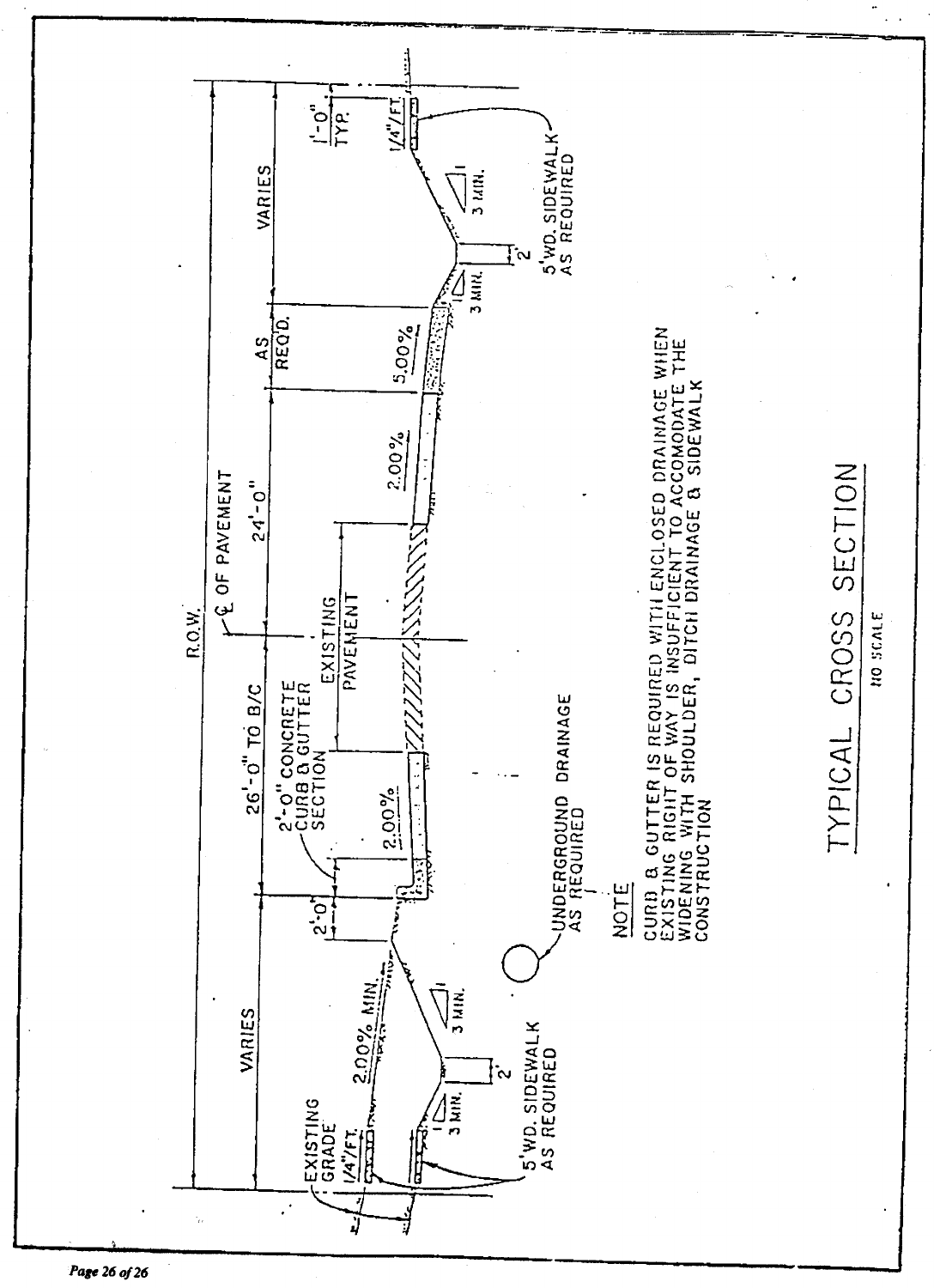R.O.W.

℄ OF PAVEMENT

26'-0" TO B/C

24'-0"

VARIES

AS REQ'D.

VARIES

1'-0" TYP.

2'-0"

2'-0" CONCRETE CURB & GUTTER SECTION

EXISTING PAVEMENT

EXISTING GRADE

1/4"/FT.

2.00% MIN.

2.00%

2.00%

5.00%

1/4"/FT.

1
3 MIN.

1
3 MIN.

1
3 MIN.

1
3 MIN.

2'

2'

5'WD. SIDEWALK AS REQUIRED

5'WD. SIDEWALK AS REQUIRED

UNDERGROUND DRAINAGE AS REQUIRED

NOTE

CURB & GUTTER IS REQUIRED WITH ENCLOSED DRAINAGE WHEN EXISTING RIGHT OF WAY IS INSUFFICIENT TO ACCOMODATE THE WIDENING WITH SHOULDER, DITCH DRAINAGE & SIDEWALK CONSTRUCTION

TYPICAL CROSS SECTION

NO SCALE